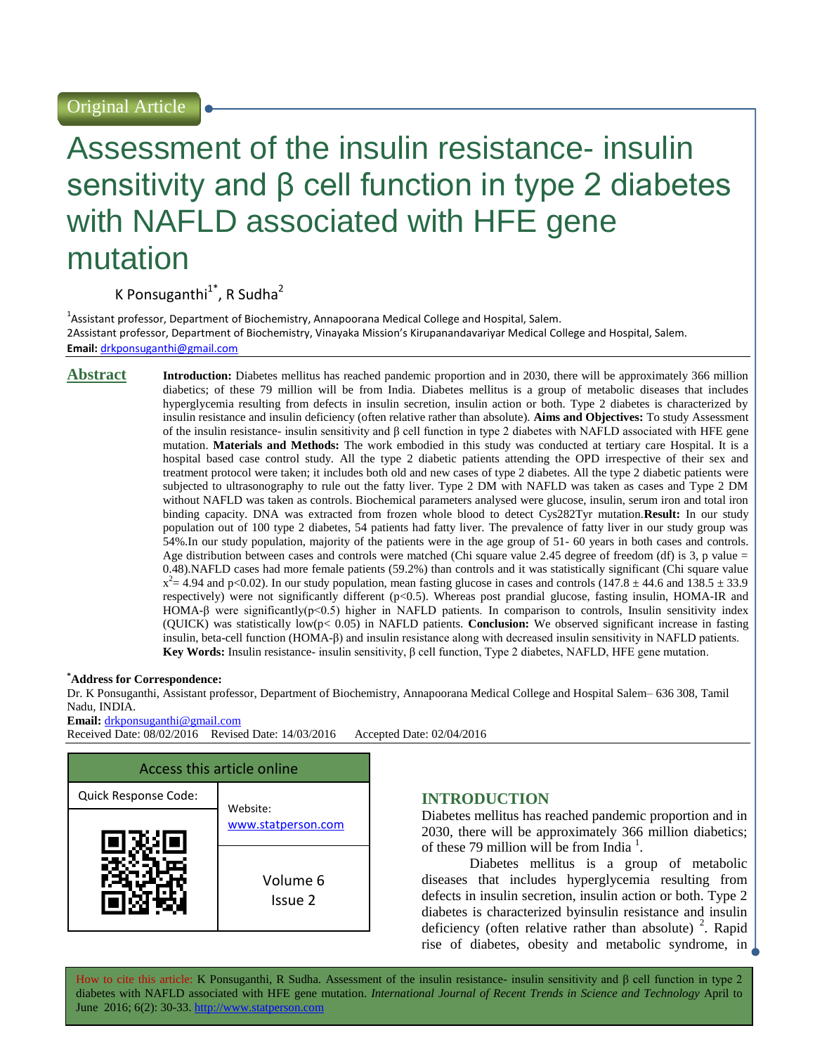Original Article

# Assessment of the insulin resistance- insulin sensitivity and β cell function in type 2 diabetes with NAFLD associated with HFE gene mutation

K Ponsuganthi[1*], R Sudha[2]

[1]Assistant professor, Department of Biochemistry, Annapoorana Medical College and Hospital, Salem.
2Assistant professor, Department of Biochemistry, Vinayaka Mission's Kirupanandavariyar Medical College and Hospital, Salem.
**Email:** drkponsuganthi@gmail.com

## Abstract

**Introduction:** Diabetes mellitus has reached pandemic proportion and in 2030, there will be approximately 366 million diabetics; of these 79 million will be from India. Diabetes mellitus is a group of metabolic diseases that includes hyperglycemia resulting from defects in insulin secretion, insulin action or both. Type 2 diabetes is characterized by insulin resistance and insulin deficiency (often relative rather than absolute). **Aims and Objectives:** To study Assessment of the insulin resistance- insulin sensitivity and β cell function in type 2 diabetes with NAFLD associated with HFE gene mutation. **Materials and Methods:** The work embodied in this study was conducted at tertiary care Hospital. It is a hospital based case control study. All the type 2 diabetic patients attending the OPD irrespective of their sex and treatment protocol were taken; it includes both old and new cases of type 2 diabetes. All the type 2 diabetic patients were subjected to ultrasonography to rule out the fatty liver. Type 2 DM with NAFLD was taken as cases and Type 2 DM without NAFLD was taken as controls. Biochemical parameters analysed were glucose, insulin, serum iron and total iron binding capacity. DNA was extracted from frozen whole blood to detect Cys282Tyr mutation.**Result:** In our study population out of 100 type 2 diabetes, 54 patients had fatty liver. The prevalence of fatty liver in our study group was 54%.In our study population, majority of the patients were in the age group of 51- 60 years in both cases and controls. Age distribution between cases and controls were matched (Chi square value 2.45 degree of freedom (df) is 3, p value = 0.48).NAFLD cases had more female patients (59.2%) than controls and it was statistically significant (Chi square value $x^2$= 4.94 and p<0.02). In our study population, mean fasting glucose in cases and controls (147.8 ± 44.6 and 138.5 ± 33.9 respectively) were not significantly different (p<0.5). Whereas post prandial glucose, fasting insulin, HOMA-IR and HOMA-β were significantly(p<0.5) higher in NAFLD patients. In comparison to controls, Insulin sensitivity index (QUICK) was statistically low(p< 0.05) in NAFLD patients. **Conclusion:** We observed significant increase in fasting insulin, beta-cell function (HOMA-β) and insulin resistance along with decreased insulin sensitivity in NAFLD patients.
**Key Words:** Insulin resistance- insulin sensitivity, β cell function, Type 2 diabetes, NAFLD, HFE gene mutation.

***Address for Correspondence:**
Dr. K Ponsuganthi, Assistant professor, Department of Biochemistry, Annapoorana Medical College and Hospital Salem– 636 308, Tamil Nadu, INDIA.
**Email:** drkponsuganthi@gmail.com
Received Date: 08/02/2016 Revised Date: 14/03/2016 Accepted Date: 02/04/2016

| Access this article online | |
|---|---|
| Quick Response Code: | Website: www.statperson.com |
| | Volume 6 Issue 2 |

## INTRODUCTION

Diabetes mellitus has reached pandemic proportion and in 2030, there will be approximately 366 million diabetics; of these 79 million will be from India [1].

Diabetes mellitus is a group of metabolic diseases that includes hyperglycemia resulting from defects in insulin secretion, insulin action or both. Type 2 diabetes is characterized byinsulin resistance and insulin deficiency (often relative rather than absolute) [2]. Rapid rise of diabetes, obesity and metabolic syndrome, in

How to cite this article: K Ponsuganthi, R Sudha. Assessment of the insulin resistance- insulin sensitivity and β cell function in type 2 diabetes with NAFLD associated with HFE gene mutation. *International Journal of Recent Trends in Science and Technology* April to June 2016; 6(2): 30-33. http://www.statperson.com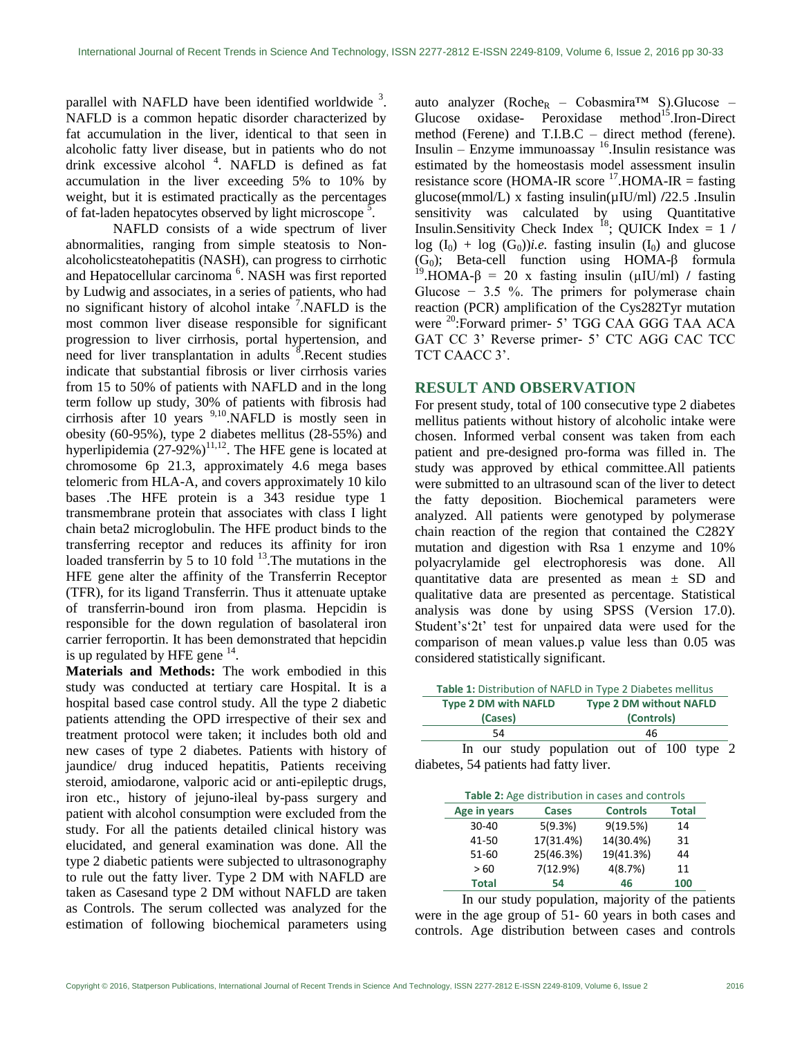parallel with NAFLD have been identified worldwide [3]. NAFLD is a common hepatic disorder characterized by fat accumulation in the liver, identical to that seen in alcoholic fatty liver disease, but in patients who do not drink excessive alcohol [4]. NAFLD is defined as fat accumulation in the liver exceeding 5% to 10% by weight, but it is estimated practically as the percentages of fat-laden hepatocytes observed by light microscope [5].

NAFLD consists of a wide spectrum of liver abnormalities, ranging from simple steatosis to Non-alcoholicsteatohepatitis (NASH), can progress to cirrhotic and Hepatocellular carcinoma [6]. NASH was first reported by Ludwig and associates, in a series of patients, who had no significant history of alcohol intake [7].NAFLD is the most common liver disease responsible for significant progression to liver cirrhosis, portal hypertension, and need for liver transplantation in adults [8].Recent studies indicate that substantial fibrosis or liver cirrhosis varies from 15 to 50% of patients with NAFLD and in the long term follow up study, 30% of patients with fibrosis had cirrhosis after 10 years [9,10].NAFLD is mostly seen in obesity (60-95%), type 2 diabetes mellitus (28-55%) and hyperlipidemia (27-92%)[11,12]. The HFE gene is located at chromosome 6p 21.3, approximately 4.6 mega bases telomeric from HLA-A, and covers approximately 10 kilo bases .The HFE protein is a 343 residue type 1 transmembrane protein that associates with class I light chain beta2 microglobulin. The HFE product binds to the transferring receptor and reduces its affinity for iron loaded transferrin by 5 to 10 fold [13].The mutations in the HFE gene alter the affinity of the Transferrin Receptor (TFR), for its ligand Transferrin. Thus it attenuate uptake of transferrin-bound iron from plasma. Hepcidin is responsible for the down regulation of basolateral iron carrier ferroportin. It has been demonstrated that hepcidin is up regulated by HFE gene [14].

**Materials and Methods:** The work embodied in this study was conducted at tertiary care Hospital. It is a hospital based case control study. All the type 2 diabetic patients attending the OPD irrespective of their sex and treatment protocol were taken; it includes both old and new cases of type 2 diabetes. Patients with history of jaundice/ drug induced hepatitis, Patients receiving steroid, amiodarone, valporic acid or anti-epileptic drugs, iron etc., history of jejuno-ileal by-pass surgery and patient with alcohol consumption were excluded from the study. For all the patients detailed clinical history was elucidated, and general examination was done. All the type 2 diabetic patients were subjected to ultrasonography to rule out the fatty liver. Type 2 DM with NAFLD are taken as Casesand type 2 DM without NAFLD are taken as Controls. The serum collected was analyzed for the estimation of following biochemical parameters using auto analyzer ($Roche_R$ – Cobasmira™ S).Glucose – Glucose oxidase- Peroxidase method[15].Iron-Direct method (Ferene) and T.I.B.C – direct method (ferene). Insulin – Enzyme immunoassay [16].Insulin resistance was estimated by the homeostasis model assessment insulin resistance score (HOMA-IR score [17].HOMA-IR = fasting glucose(mmol/L) x fasting insulin(μIU/ml) /22.5 .Insulin sensitivity was calculated by using Quantitative Insulin.Sensitivity Check Index [18]; QUICK Index = 1 / log ($I_0$) + log ($G_0$))*i.e.* fasting insulin ($I_0$) and glucose ($G_0$); Beta-cell function using HOMA-β formula [19].HOMA-β = 20 x fasting insulin (μIU/ml) / fasting Glucose − 3.5 %. The primers for polymerase chain reaction (PCR) amplification of the Cys282Tyr mutation were [20]:Forward primer- 5' TGG CAA GGG TAA ACA GAT CC 3' Reverse primer- 5' CTC AGG CAC TCC TCT CAACC 3'.

## RESULT AND OBSERVATION

For present study, total of 100 consecutive type 2 diabetes mellitus patients without history of alcoholic intake were chosen. Informed verbal consent was taken from each patient and pre-designed pro-forma was filled in. The study was approved by ethical committee.All patients were submitted to an ultrasound scan of the liver to detect the fatty deposition. Biochemical parameters were analyzed. All patients were genotyped by polymerase chain reaction of the region that contained the C282Y mutation and digestion with Rsa 1 enzyme and 10% polyacrylamide gel electrophoresis was done. All quantitative data are presented as mean ± SD and qualitative data are presented as percentage. Statistical analysis was done by using SPSS (Version 17.0). Student's'2t' test for unpaired data were used for the comparison of mean values.p value less than 0.05 was considered statistically significant.

**Table 1:** Distribution of NAFLD in Type 2 Diabetes mellitus

| Type 2 DM with NAFLD (Cases) | Type 2 DM without NAFLD (Controls) |
|---|---|
| 54 | 46 |

In our study population out of 100 type 2 diabetes, 54 patients had fatty liver.

**Table 2:** Age distribution in cases and controls

| Age in years | Cases | Controls | Total |
|---|---|---|---|
| 30-40 | 5(9.3%) | 9(19.5%) | 14 |
| 41-50 | 17(31.4%) | 14(30.4%) | 31 |
| 51-60 | 25(46.3%) | 19(41.3%) | 44 |
| > 60 | 7(12.9%) | 4(8.7%) | 11 |
| **Total** | **54** | **46** | **100** |

In our study population, majority of the patients were in the age group of 51- 60 years in both cases and controls. Age distribution between cases and controls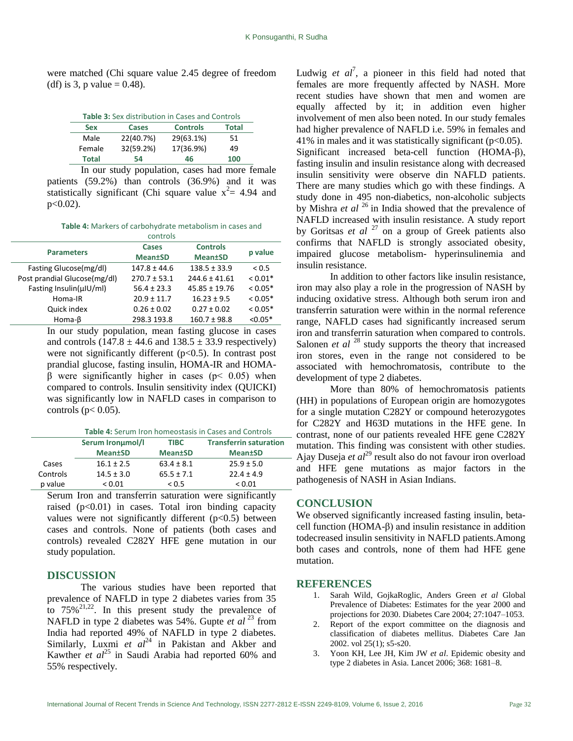were matched (Chi square value 2.45 degree of freedom (df) is 3, p value = 0.48).

**Table 3:** Sex distribution in Cases and Controls

| Sex | Cases | Controls | Total |
|---|---|---|---|
| Male | 22(40.7%) | 29(63.1%) | 51 |
| Female | 32(59.2%) | 17(36.9%) | 49 |
| **Total** | **54** | **46** | **100** |

In our study population, cases had more female patients (59.2%) than controls (36.9%) and it was statistically significant (Chi square value $x^2$= 4.94 and p<0.02).

**Table 4:** Markers of carbohydrate metabolism in cases and controls

| Parameters | Cases Mean±SD | Controls Mean±SD | p value |
|---|---|---|---|
| Fasting Glucose(mg/dl) | 147.8 ± 44.6 | 138.5 ± 33.9 | < 0.5 |
| Post prandial Glucose(mg/dl) | 270.7 ± 53.1 | 244.6 ± 41.61 | < 0.01* |
| Fasting Insulin(µIU/ml) | 56.4 ± 23.3 | 45.85 ± 19.76 | < 0.05* |
| Homa-IR | 20.9 ± 11.7 | 16.23 ± 9.5 | < 0.05* |
| Quick index | 0.26 ± 0.02 | 0.27 ± 0.02 | < 0.05* |
| Homa-β | 298.3 193.8 | 160.7 ± 98.8 | <0.05* |

In our study population, mean fasting glucose in cases and controls (147.8 ± 44.6 and 138.5 ± 33.9 respectively) were not significantly different (p<0.5). In contrast post prandial glucose, fasting insulin, HOMA-IR and HOMA-β were significantly higher in cases (p< 0.05) when compared to controls. Insulin sensitivity index (QUICKI) was significantly low in NAFLD cases in comparison to controls (p< 0.05).

**Table 4:** Serum Iron homeostasis in Cases and Controls

| | Serum Ironµmol/l Mean±SD | TIBC Mean±SD | Transferrin saturation Mean±SD |
|---|---|---|---|
| Cases | 16.1 ± 2.5 | 63.4 ± 8.1 | 25.9 ± 5.0 |
| Controls | 14.5 ± 3.0 | 65.5 ± 7.1 | 22.4 ± 4.9 |
| p value | < 0.01 | < 0.5 | < 0.01 |

Serum Iron and transferrin saturation were significantly raised (p<0.01) in cases. Total iron binding capacity values were not significantly different (p<0.5) between cases and controls. None of patients (both cases and controls) revealed C282Y HFE gene mutation in our study population.

## DISCUSSION

The various studies have been reported that prevalence of NAFLD in type 2 diabetes varies from 35 to 75%[21,22]. In this present study the prevalence of NAFLD in type 2 diabetes was 54%. Gupte *et al* [23] from India had reported 49% of NAFLD in type 2 diabetes. Similarly, Luxmi *et al*[24] in Pakistan and Akber and Kawther *et al*[25] in Saudi Arabia had reported 60% and 55% respectively.

Ludwig *et al*[7], a pioneer in this field had noted that females are more frequently affected by NASH. More recent studies have shown that men and women are equally affected by it; in addition even higher involvement of men also been noted. In our study females had higher prevalence of NAFLD i.e. 59% in females and 41% in males and it was statistically significant (p<0.05). Significant increased beta-cell function (HOMA-β), fasting insulin and insulin resistance along with decreased insulin sensitivity were observe din NAFLD patients. There are many studies which go with these findings. A study done in 495 non-diabetics, non-alcoholic subjects by Mishra *et al* [26] in India showed that the prevalence of NAFLD increased with insulin resistance. A study report by Goritsas *et al* [27] on a group of Greek patients also confirms that NAFLD is strongly associated obesity, impaired glucose metabolism- hyperinsulinemia and insulin resistance.

In addition to other factors like insulin resistance, iron may also play a role in the progression of NASH by inducing oxidative stress. Although both serum iron and transferrin saturation were within in the normal reference range, NAFLD cases had significantly increased serum iron and transferrin saturation when compared to controls. Salonen *et al* [28] study supports the theory that increased iron stores, even in the range not considered to be associated with hemochromatosis, contribute to the development of type 2 diabetes.

More than 80% of hemochromatosis patients (HH) in populations of European origin are homozygotes for a single mutation C282Y or compound heterozygotes for C282Y and H63D mutations in the HFE gene. In contrast, none of our patients revealed HFE gene C282Y mutation. This finding was consistent with other studies. Ajay Duseja *et al*[29] result also do not favour iron overload and HFE gene mutations as major factors in the pathogenesis of NASH in Asian Indians.

## CONCLUSION

We observed significantly increased fasting insulin, beta-cell function (HOMA-β) and insulin resistance in addition todecreased insulin sensitivity in NAFLD patients.Among both cases and controls, none of them had HFE gene mutation.

## REFERENCES

1. Sarah Wild, GojkaRoglic, Anders Green *et al* Global Prevalence of Diabetes: Estimates for the year 2000 and projections for 2030. Diabetes Care 2004; 27:1047–1053.
2. Report of the export committee on the diagnosis and classification of diabetes mellitus. Diabetes Care Jan 2002. vol 25(1); s5-s20.
3. Yoon KH, Lee JH, Kim JW *et al*. Epidemic obesity and type 2 diabetes in Asia. Lancet 2006; 368: 1681–8.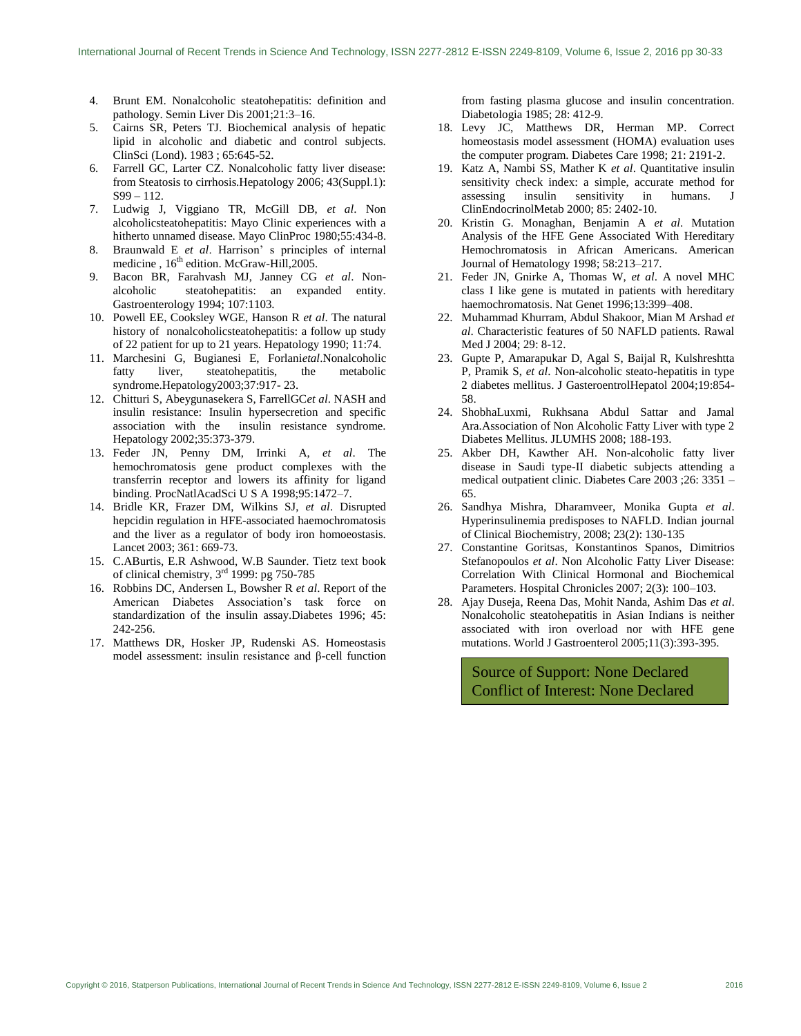4. Brunt EM. Nonalcoholic steatohepatitis: definition and pathology. Semin Liver Dis 2001;21:3–16.
5. Cairns SR, Peters TJ. Biochemical analysis of hepatic lipid in alcoholic and diabetic and control subjects. ClinSci (Lond). 1983 ; 65:645-52.
6. Farrell GC, Larter CZ. Nonalcoholic fatty liver disease: from Steatosis to cirrhosis.Hepatology 2006; 43(Suppl.1): S99 – 112.
7. Ludwig J, Viggiano TR, McGill DB, *et al*. Non alcoholicsteatohepatitis: Mayo Clinic experiences with a hitherto unnamed disease. Mayo ClinProc 1980;55:434-8.
8. Braunwald E *et al*. Harrison' s principles of internal medicine , 16th edition. McGraw-Hill,2005.
9. Bacon BR, Farahvash MJ, Janney CG *et al*. Non-alcoholic steatohepatitis: an expanded entity. Gastroenterology 1994; 107:1103.
10. Powell EE, Cooksley WGE, Hanson R *et al*. The natural history of nonalcoholicsteatohepatitis: a follow up study of 22 patient for up to 21 years. Hepatology 1990; 11:74.
11. Marchesini G, Bugianesi E, Forlani*etal*.Nonalcoholic fatty liver, steatohepatitis, the metabolic syndrome.Hepatology2003;37:917- 23.
12. Chitturi S, Abeygunasekera S, FarrellGC*et al*. NASH and insulin resistance: Insulin hypersecretion and specific association with the insulin resistance syndrome. Hepatology 2002;35:373-379.
13. Feder JN, Penny DM, Irrinki A, *et al*. The hemochromatosis gene product complexes with the transferrin receptor and lowers its affinity for ligand binding. ProcNatlAcadSci U S A 1998;95:1472–7.
14. Bridle KR, Frazer DM, Wilkins SJ, *et al*. Disrupted hepcidin regulation in HFE-associated haemochromatosis and the liver as a regulator of body iron homoeostasis. Lancet 2003; 361: 669-73.
15. C.ABurtis, E.R Ashwood, W.B Saunder. Tietz text book of clinical chemistry, 3rd 1999: pg 750-785
16. Robbins DC, Andersen L, Bowsher R *et al*. Report of the American Diabetes Association's task force on standardization of the insulin assay.Diabetes 1996; 45: 242-256.
17. Matthews DR, Hosker JP, Rudenski AS. Homeostasis model assessment: insulin resistance and β-cell function from fasting plasma glucose and insulin concentration. Diabetologia 1985; 28: 412-9.
18. Levy JC, Matthews DR, Herman MP. Correct homeostasis model assessment (HOMA) evaluation uses the computer program. Diabetes Care 1998; 21: 2191-2.
19. Katz A, Nambi SS, Mather K *et al*. Quantitative insulin sensitivity check index: a simple, accurate method for assessing insulin sensitivity in humans. J ClinEndocrinolMetab 2000; 85: 2402-10.
20. Kristin G. Monaghan, Benjamin A *et al*. Mutation Analysis of the HFE Gene Associated With Hereditary Hemochromatosis in African Americans. American Journal of Hematology 1998; 58:213–217.
21. Feder JN, Gnirke A, Thomas W, *et al*. A novel MHC class I like gene is mutated in patients with hereditary haemochromatosis. Nat Genet 1996;13:399–408.
22. Muhammad Khurram, Abdul Shakoor, Mian M Arshad *et al*. Characteristic features of 50 NAFLD patients. Rawal Med J 2004; 29: 8-12.
23. Gupte P, Amarapukar D, Agal S, Baijal R, Kulshreshtta P, Pramik S, *et al*. Non-alcoholic steato-hepatitis in type 2 diabetes mellitus. J GasteroentrolHepatol 2004;19:854-58.
24. ShobhaLuxmi, Rukhsana Abdul Sattar and Jamal Ara.Association of Non Alcoholic Fatty Liver with type 2 Diabetes Mellitus. JLUMHS 2008; 188-193.
25. Akber DH, Kawther AH. Non-alcoholic fatty liver disease in Saudi type-II diabetic subjects attending a medical outpatient clinic. Diabetes Care 2003 ;26: 3351 – 65.
26. Sandhya Mishra, Dharamveer, Monika Gupta *et al*. Hyperinsulinemia predisposes to NAFLD. Indian journal of Clinical Biochemistry, 2008; 23(2): 130-135
27. Constantine Goritsas, Konstantinos Spanos, Dimitrios Stefanopoulos *et al*. Non Alcoholic Fatty Liver Disease: Correlation With Clinical Hormonal and Biochemical Parameters. Hospital Chronicles 2007; 2(3): 100–103.
28. Ajay Duseja, Reena Das, Mohit Nanda, Ashim Das *et al*. Nonalcoholic steatohepatitis in Asian Indians is neither associated with iron overload nor with HFE gene mutations. World J Gastroenterol 2005;11(3):393-395.

Source of Support: None Declared
Conflict of Interest: None Declared